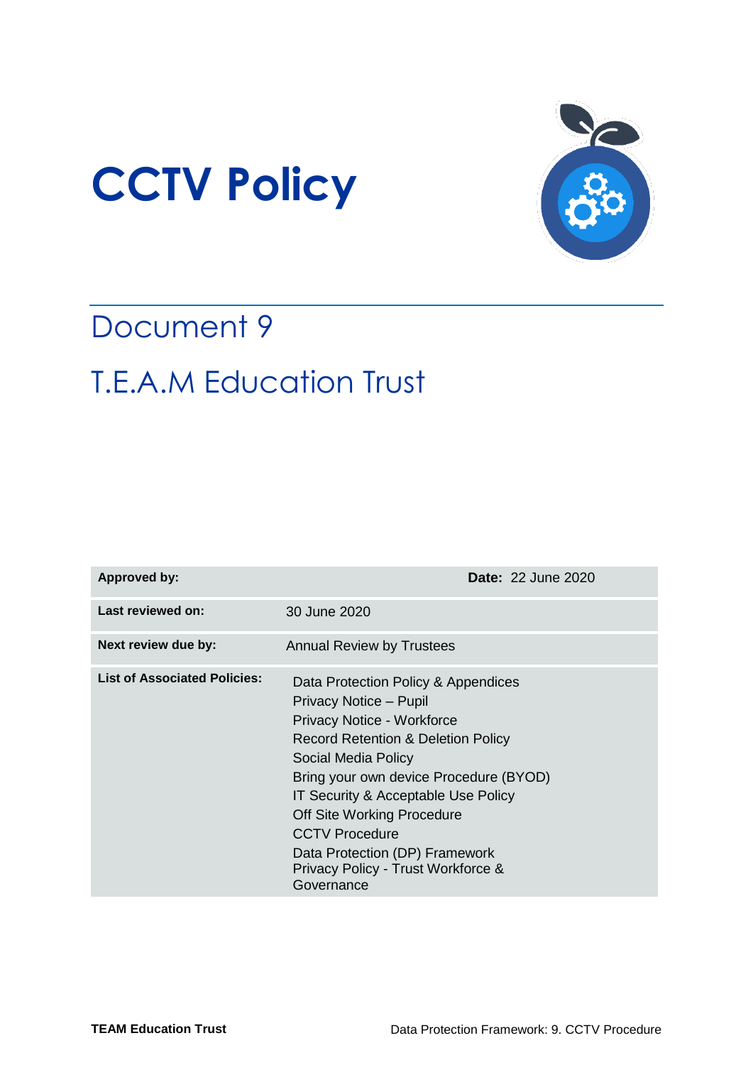# CCTV Policy

## Document 9

## T.E.A.M Education Trust

| | |
|---|---|
| **Approved by:** | **Date:** 22 June 2020 |
| **Last reviewed on:** | 30 June 2020 |
| **Next review due by:** | Annual Review by Trustees |
| **List of Associated Policies:** | Data Protection Policy & Appendices<br>Privacy Notice – Pupil<br>Privacy Notice - Workforce<br>Record Retention & Deletion Policy<br>Social Media Policy<br>Bring your own device Procedure (BYOD)<br>IT Security & Acceptable Use Policy<br>Off Site Working Procedure<br>CCTV Procedure<br>Data Protection (DP) Framework<br>Privacy Policy - Trust Workforce & Governance |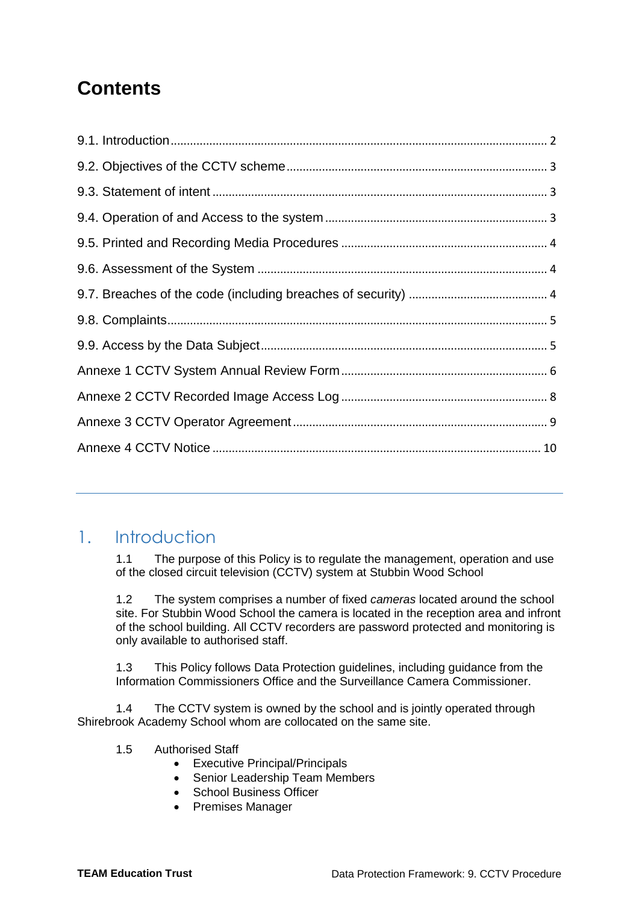# Contents

9.1. Introduction ........................................................................................................ 2

9.2. Objectives of the CCTV scheme ........................................................................ 3

9.3. Statement of intent ............................................................................................ 3

9.4. Operation of and Access to the system ............................................................ 3

9.5. Printed and Recording Media Procedures ......................................................... 4

9.6. Assessment of the System ................................................................................ 4

9.7. Breaches of the code (including breaches of security) ..................................... 4

9.8. Complaints ......................................................................................................... 5

9.9. Access by the Data Subject ............................................................................... 5

Annexe 1 CCTV System Annual Review Form ........................................................ 6

Annexe 2 CCTV Recorded Image Access Log ........................................................ 8

Annexe 3 CCTV Operator Agreement ..................................................................... 9

Annexe 4 CCTV Notice ........................................................................................... 10

---

## 1. Introduction

1.1 The purpose of this Policy is to regulate the management, operation and use of the closed circuit television (CCTV) system at Stubbin Wood School

1.2 The system comprises a number of fixed *cameras* located around the school site. For Stubbin Wood School the camera is located in the reception area and infront of the school building. All CCTV recorders are password protected and monitoring is only available to authorised staff.

1.3 This Policy follows Data Protection guidelines, including guidance from the Information Commissioners Office and the Surveillance Camera Commissioner.

1.4 The CCTV system is owned by the school and is jointly operated through Shirebrook Academy School whom are collocated on the same site.

1.5 Authorised Staff

- Executive Principal/Principals
- Senior Leadership Team Members
- School Business Officer
- Premises Manager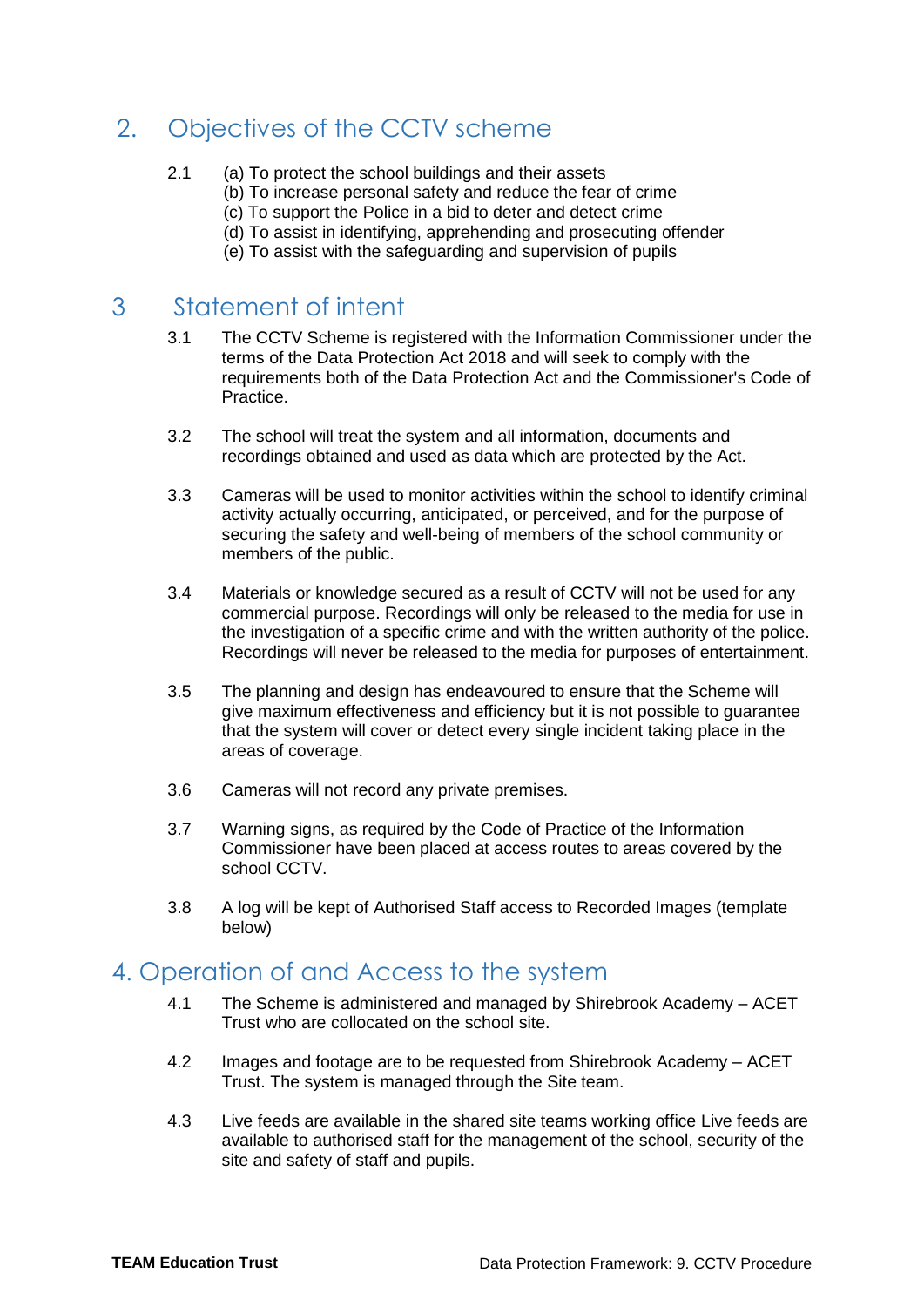## 2. Objectives of the CCTV scheme

2.1 (a) To protect the school buildings and their assets
(b) To increase personal safety and reduce the fear of crime
(c) To support the Police in a bid to deter and detect crime
(d) To assist in identifying, apprehending and prosecuting offender
(e) To assist with the safeguarding and supervision of pupils

## 3 Statement of intent

3.1 The CCTV Scheme is registered with the Information Commissioner under the terms of the Data Protection Act 2018 and will seek to comply with the requirements both of the Data Protection Act and the Commissioner's Code of Practice.

3.2 The school will treat the system and all information, documents and recordings obtained and used as data which are protected by the Act.

3.3 Cameras will be used to monitor activities within the school to identify criminal activity actually occurring, anticipated, or perceived, and for the purpose of securing the safety and well-being of members of the school community or members of the public.

3.4 Materials or knowledge secured as a result of CCTV will not be used for any commercial purpose. Recordings will only be released to the media for use in the investigation of a specific crime and with the written authority of the police. Recordings will never be released to the media for purposes of entertainment.

3.5 The planning and design has endeavoured to ensure that the Scheme will give maximum effectiveness and efficiency but it is not possible to guarantee that the system will cover or detect every single incident taking place in the areas of coverage.

3.6 Cameras will not record any private premises.

3.7 Warning signs, as required by the Code of Practice of the Information Commissioner have been placed at access routes to areas covered by the school CCTV.

3.8 A log will be kept of Authorised Staff access to Recorded Images (template below)

## 4. Operation of and Access to the system

4.1 The Scheme is administered and managed by Shirebrook Academy – ACET Trust who are collocated on the school site.

4.2 Images and footage are to be requested from Shirebrook Academy – ACET Trust. The system is managed through the Site team.

4.3 Live feeds are available in the shared site teams working office Live feeds are available to authorised staff for the management of the school, security of the site and safety of staff and pupils.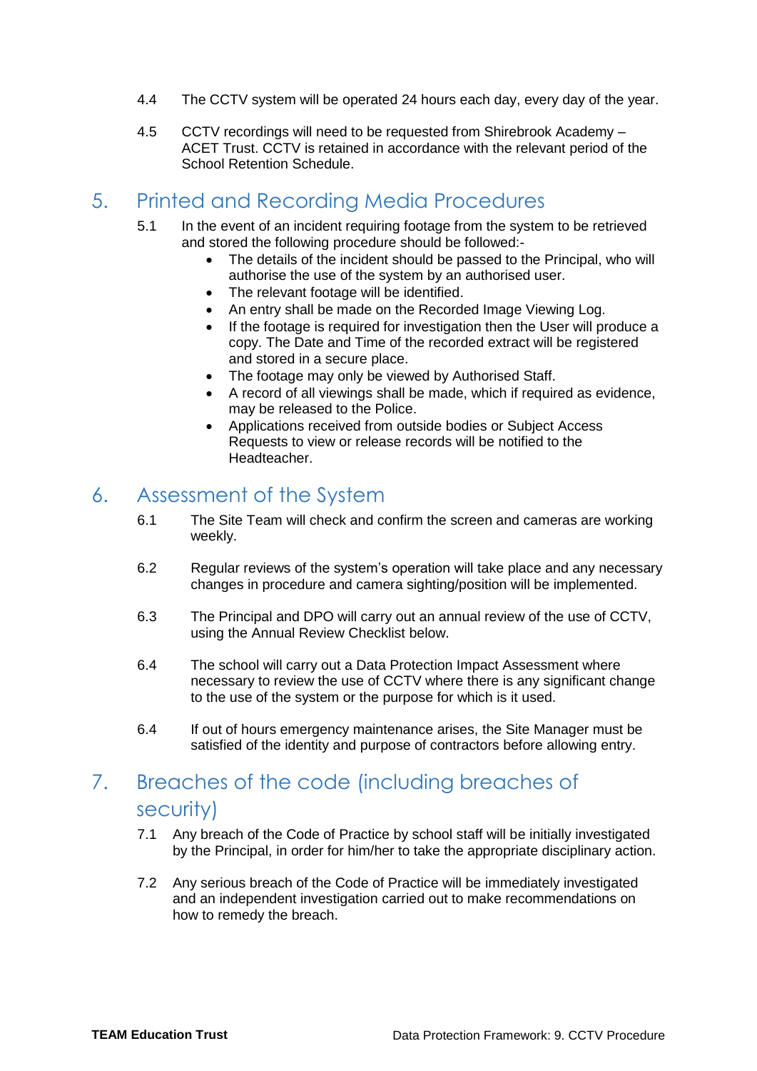4.4 The CCTV system will be operated 24 hours each day, every day of the year.

4.5 CCTV recordings will need to be requested from Shirebrook Academy – ACET Trust. CCTV is retained in accordance with the relevant period of the School Retention Schedule.

## 5. Printed and Recording Media Procedures

5.1 In the event of an incident requiring footage from the system to be retrieved and stored the following procedure should be followed:-

- The details of the incident should be passed to the Principal, who will authorise the use of the system by an authorised user.
- The relevant footage will be identified.
- An entry shall be made on the Recorded Image Viewing Log.
- If the footage is required for investigation then the User will produce a copy. The Date and Time of the recorded extract will be registered and stored in a secure place.
- The footage may only be viewed by Authorised Staff.
- A record of all viewings shall be made, which if required as evidence, may be released to the Police.
- Applications received from outside bodies or Subject Access Requests to view or release records will be notified to the Headteacher.

## 6. Assessment of the System

6.1 The Site Team will check and confirm the screen and cameras are working weekly.

6.2 Regular reviews of the system's operation will take place and any necessary changes in procedure and camera sighting/position will be implemented.

6.3 The Principal and DPO will carry out an annual review of the use of CCTV, using the Annual Review Checklist below.

6.4 The school will carry out a Data Protection Impact Assessment where necessary to review the use of CCTV where there is any significant change to the use of the system or the purpose for which is it used.

6.4 If out of hours emergency maintenance arises, the Site Manager must be satisfied of the identity and purpose of contractors before allowing entry.

## 7. Breaches of the code (including breaches of security)

7.1 Any breach of the Code of Practice by school staff will be initially investigated by the Principal, in order for him/her to take the appropriate disciplinary action.

7.2 Any serious breach of the Code of Practice will be immediately investigated and an independent investigation carried out to make recommendations on how to remedy the breach.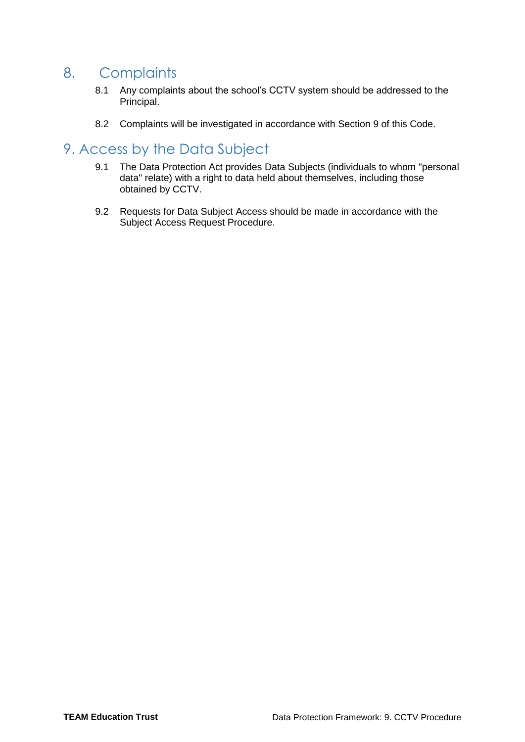## 8. Complaints

8.1 Any complaints about the school's CCTV system should be addressed to the Principal.

8.2 Complaints will be investigated in accordance with Section 9 of this Code.

## 9. Access by the Data Subject

9.1 The Data Protection Act provides Data Subjects (individuals to whom "personal data" relate) with a right to data held about themselves, including those obtained by CCTV.

9.2 Requests for Data Subject Access should be made in accordance with the Subject Access Request Procedure.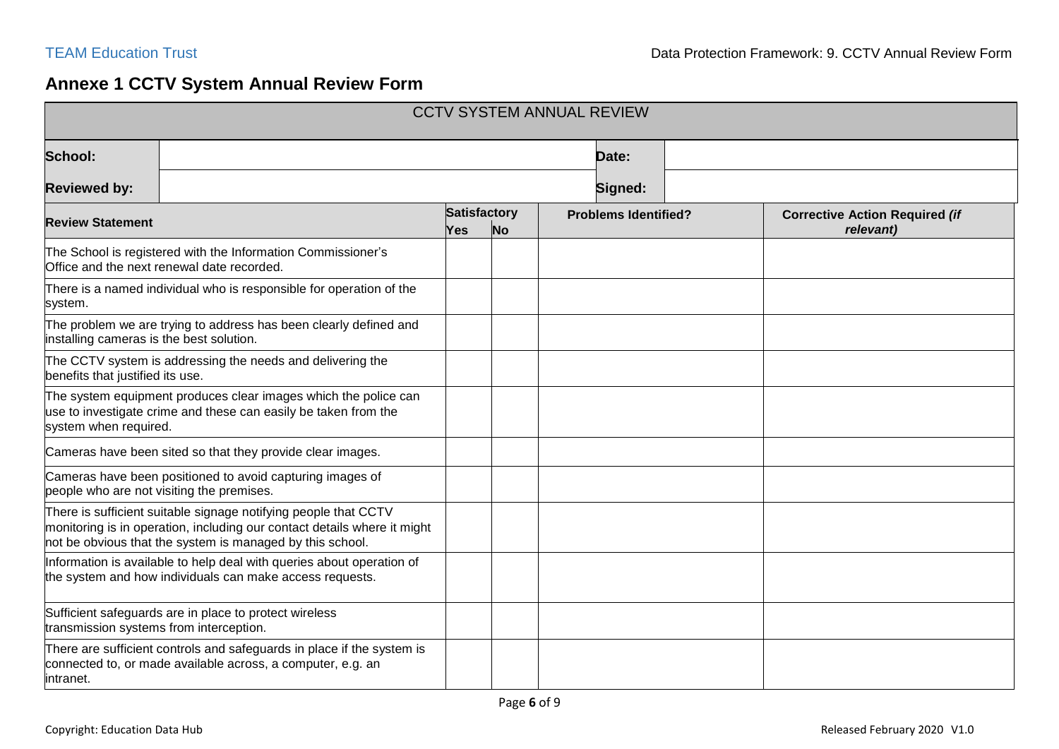## Annexe 1 CCTV System Annual Review Form

| CCTV SYSTEM ANNUAL REVIEW | | | | |
|---|---|---|---|---|
| **School:** | | | **Date:** | |
| **Reviewed by:** | | | **Signed:** | |

| **Review Statement** | **Satisfactory** | | **Problems Identified?** | **Corrective Action Required *(if relevant)*** |
|---|---|---|---|---|
| | **Yes** | **No** | | |
| The School is registered with the Information Commissioner's Office and the next renewal date recorded. | | | | |
| There is a named individual who is responsible for operation of the system. | | | | |
| The problem we are trying to address has been clearly defined and installing cameras is the best solution. | | | | |
| The CCTV system is addressing the needs and delivering the benefits that justified its use. | | | | |
| The system equipment produces clear images which the police can use to investigate crime and these can easily be taken from the system when required. | | | | |
| Cameras have been sited so that they provide clear images. | | | | |
| Cameras have been positioned to avoid capturing images of people who are not visiting the premises. | | | | |
| There is sufficient suitable signage notifying people that CCTV monitoring is in operation, including our contact details where it might not be obvious that the system is managed by this school. | | | | |
| Information is available to help deal with queries about operation of the system and how individuals can make access requests. | | | | |
| Sufficient safeguards are in place to protect wireless transmission systems from interception. | | | | |
| There are sufficient controls and safeguards in place if the system is connected to, or made available across, a computer, e.g. an intranet. | | | | |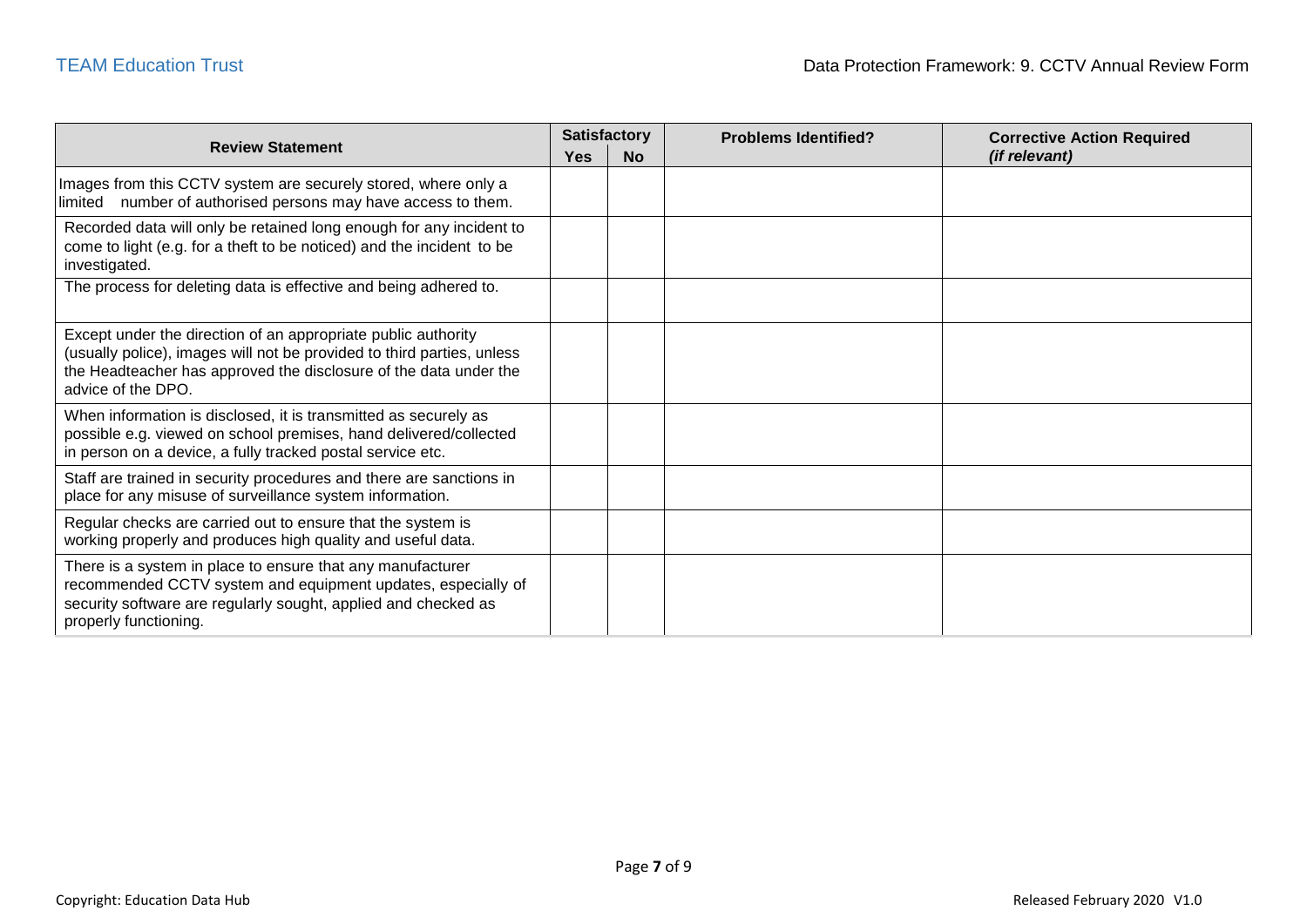| Review Statement | Satisfactory | | Problems Identified? | Corrective Action Required *(if relevant)* |
|---|---|---|---|---|
| | Yes | No | | |
| Images from this CCTV system are securely stored, where only a limited number of authorised persons may have access to them. | | | | |
| Recorded data will only be retained long enough for any incident to come to light (e.g. for a theft to be noticed) and the incident to be investigated. | | | | |
| The process for deleting data is effective and being adhered to. | | | | |
| Except under the direction of an appropriate public authority (usually police), images will not be provided to third parties, unless the Headteacher has approved the disclosure of the data under the advice of the DPO. | | | | |
| When information is disclosed, it is transmitted as securely as possible e.g. viewed on school premises, hand delivered/collected in person on a device, a fully tracked postal service etc. | | | | |
| Staff are trained in security procedures and there are sanctions in place for any misuse of surveillance system information. | | | | |
| Regular checks are carried out to ensure that the system is working properly and produces high quality and useful data. | | | | |
| There is a system in place to ensure that any manufacturer recommended CCTV system and equipment updates, especially of security software are regularly sought, applied and checked as properly functioning. | | | | |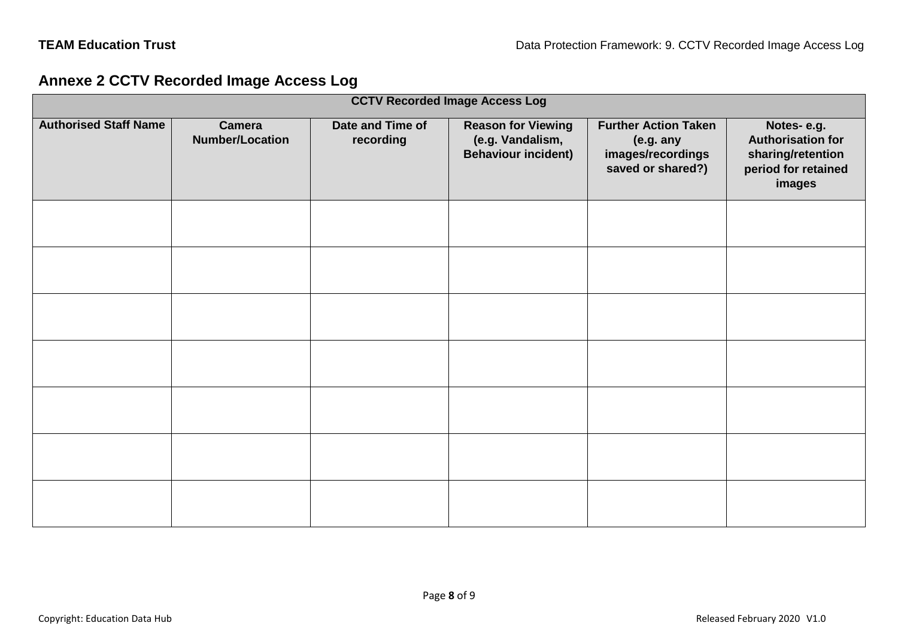## Annexe 2 CCTV Recorded Image Access Log

| CCTV Recorded Image Access Log | | | | | |
|---|---|---|---|---|---|
| **Authorised Staff Name** | **Camera Number/Location** | **Date and Time of recording** | **Reason for Viewing (e.g. Vandalism, Behaviour incident)** | **Further Action Taken (e.g. any images/recordings saved or shared?)** | **Notes- e.g. Authorisation for sharing/retention period for retained images** |
| | | | | | |
| | | | | | |
| | | | | | |
| | | | | | |
| | | | | | |
| | | | | | |
| | | | | | |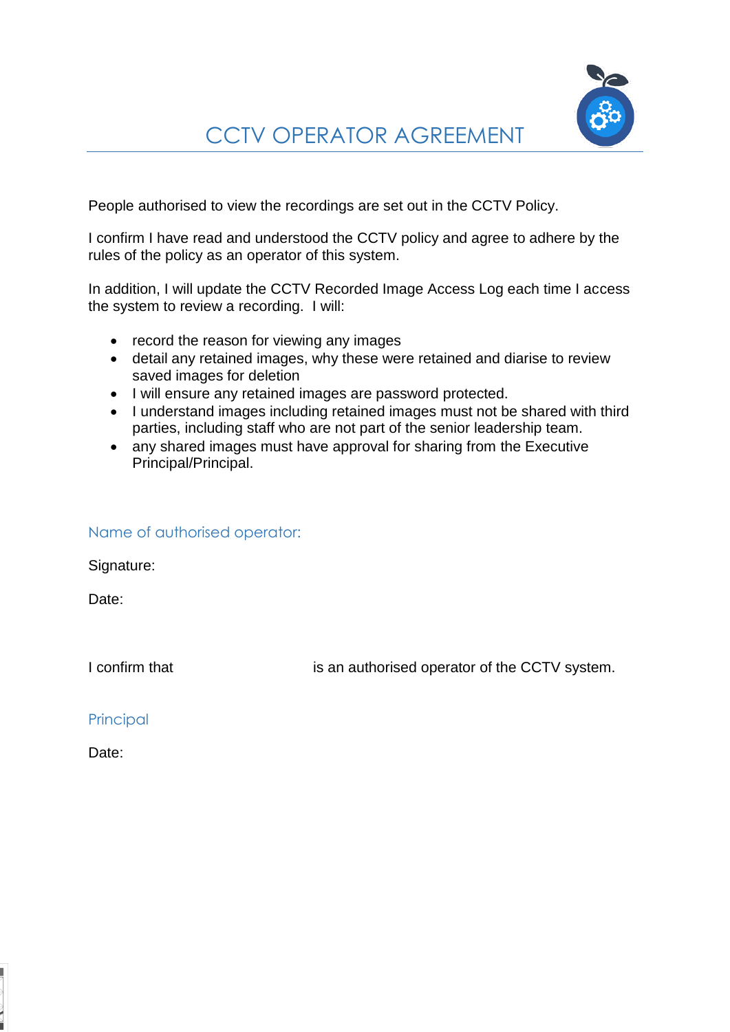# CCTV OPERATOR AGREEMENT

People authorised to view the recordings are set out in the CCTV Policy.

I confirm I have read and understood the CCTV policy and agree to adhere by the rules of the policy as an operator of this system.

In addition, I will update the CCTV Recorded Image Access Log each time I access the system to review a recording. I will:

- record the reason for viewing any images
- detail any retained images, why these were retained and diarise to review saved images for deletion
- I will ensure any retained images are password protected.
- I understand images including retained images must not be shared with third parties, including staff who are not part of the senior leadership team.
- any shared images must have approval for sharing from the Executive Principal/Principal.

### Name of authorised operator:

Signature:

Date:

I confirm that                              is an authorised operator of the CCTV system.

### Principal

Date: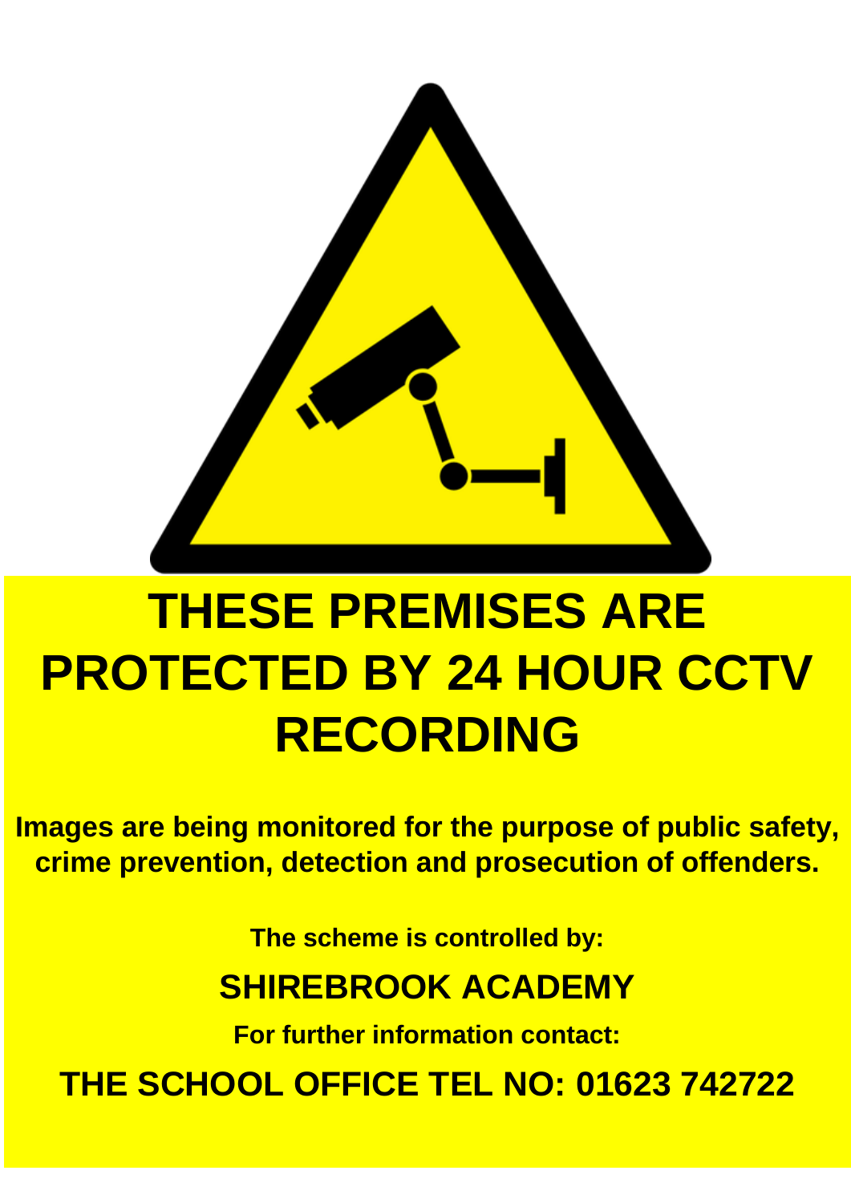# THESE PREMISES ARE PROTECTED BY 24 HOUR CCTV RECORDING

**Images are being monitored for the purpose of public safety, crime prevention, detection and prosecution of offenders.**

**The scheme is controlled by:**

## SHIREBROOK ACADEMY

**For further information contact:**

## THE SCHOOL OFFICE TEL NO: 01623 742722